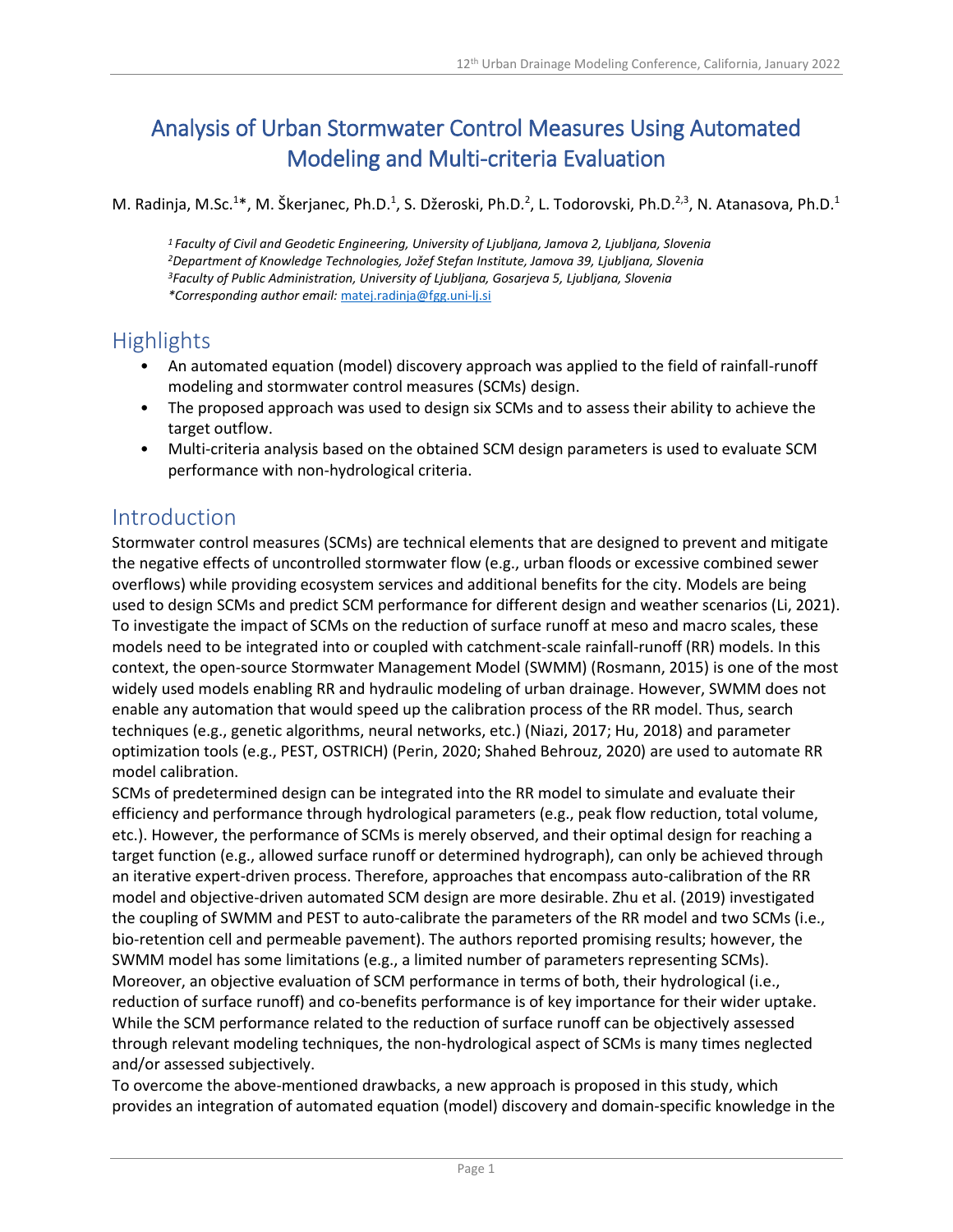# Analysis of Urban Stormwater Control Measures Using Automated Modeling and Multi-criteria Evaluation

M. Radinja, M.Sc.[1]*, M. Škerjanec, Ph.D.[1], S. Džeroski, Ph.D.[2], L. Todorovski, Ph.D.[2,3], N. Atanasova, Ph.D.[1]

*[1] Faculty of Civil and Geodetic Engineering, University of Ljubljana, Jamova 2, Ljubljana, Slovenia*
*[2] Department of Knowledge Technologies, Jožef Stefan Institute, Jamova 39, Ljubljana, Slovenia*
*[3] Faculty of Public Administration, University of Ljubljana, Gosarjeva 5, Ljubljana, Slovenia*
*\*Corresponding author email:* matej.radinja@fgg.uni-lj.si

## Highlights

- An automated equation (model) discovery approach was applied to the field of rainfall-runoff modeling and stormwater control measures (SCMs) design.
- The proposed approach was used to design six SCMs and to assess their ability to achieve the target outflow.
- Multi-criteria analysis based on the obtained SCM design parameters is used to evaluate SCM performance with non-hydrological criteria.

## Introduction

Stormwater control measures (SCMs) are technical elements that are designed to prevent and mitigate the negative effects of uncontrolled stormwater flow (e.g., urban floods or excessive combined sewer overflows) while providing ecosystem services and additional benefits for the city. Models are being used to design SCMs and predict SCM performance for different design and weather scenarios (Li, 2021). To investigate the impact of SCMs on the reduction of surface runoff at meso and macro scales, these models need to be integrated into or coupled with catchment-scale rainfall-runoff (RR) models. In this context, the open-source Stormwater Management Model (SWMM) (Rosmann, 2015) is one of the most widely used models enabling RR and hydraulic modeling of urban drainage. However, SWMM does not enable any automation that would speed up the calibration process of the RR model. Thus, search techniques (e.g., genetic algorithms, neural networks, etc.) (Niazi, 2017; Hu, 2018) and parameter optimization tools (e.g., PEST, OSTRICH) (Perin, 2020; Shahed Behrouz, 2020) are used to automate RR model calibration.

SCMs of predetermined design can be integrated into the RR model to simulate and evaluate their efficiency and performance through hydrological parameters (e.g., peak flow reduction, total volume, etc.). However, the performance of SCMs is merely observed, and their optimal design for reaching a target function (e.g., allowed surface runoff or determined hydrograph), can only be achieved through an iterative expert-driven process. Therefore, approaches that encompass auto-calibration of the RR model and objective-driven automated SCM design are more desirable. Zhu et al. (2019) investigated the coupling of SWMM and PEST to auto-calibrate the parameters of the RR model and two SCMs (i.e., bio-retention cell and permeable pavement). The authors reported promising results; however, the SWMM model has some limitations (e.g., a limited number of parameters representing SCMs). Moreover, an objective evaluation of SCM performance in terms of both, their hydrological (i.e., reduction of surface runoff) and co-benefits performance is of key importance for their wider uptake. While the SCM performance related to the reduction of surface runoff can be objectively assessed through relevant modeling techniques, the non-hydrological aspect of SCMs is many times neglected and/or assessed subjectively.

To overcome the above-mentioned drawbacks, a new approach is proposed in this study, which provides an integration of automated equation (model) discovery and domain-specific knowledge in the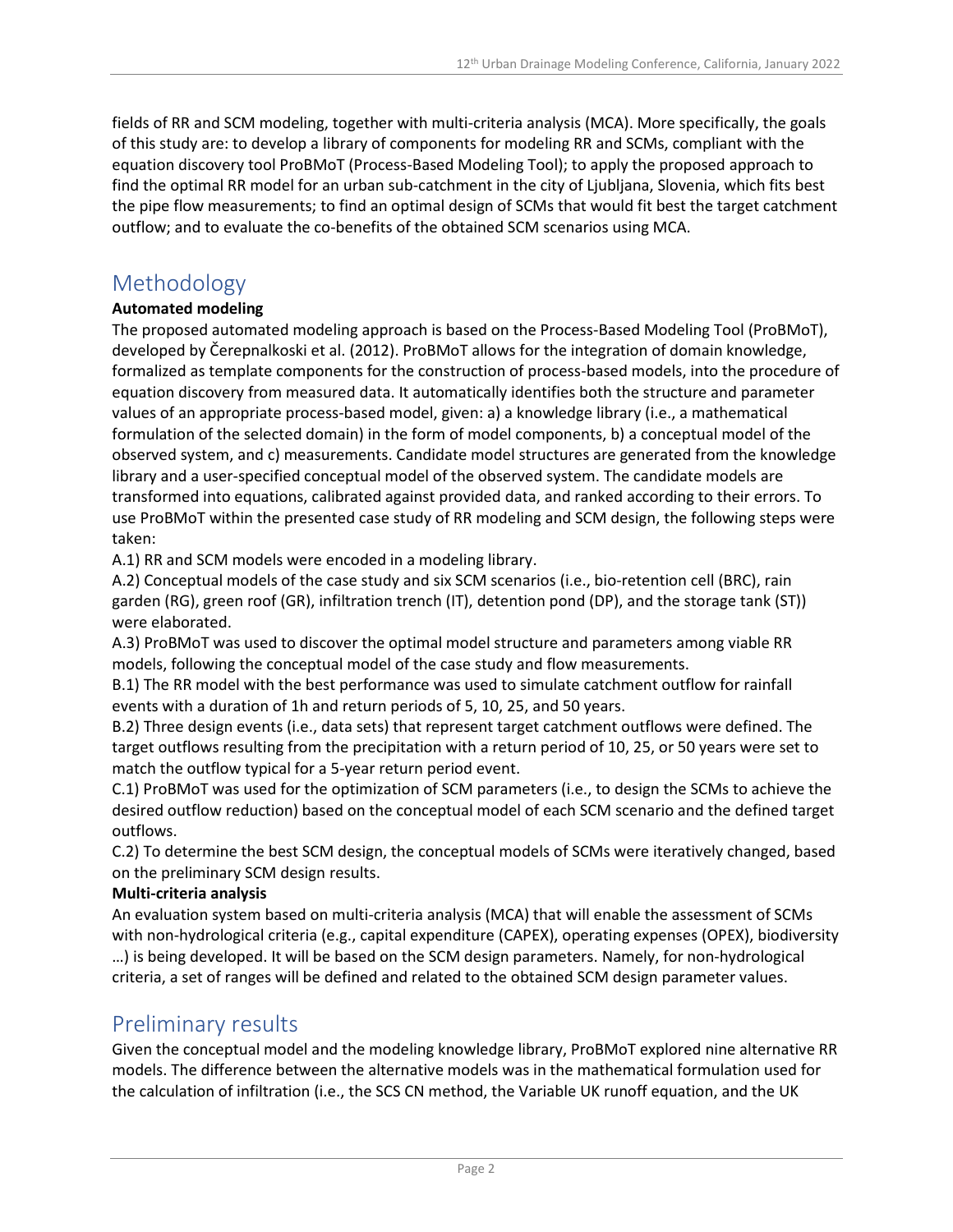fields of RR and SCM modeling, together with multi-criteria analysis (MCA). More specifically, the goals of this study are: to develop a library of components for modeling RR and SCMs, compliant with the equation discovery tool ProBMoT (Process-Based Modeling Tool); to apply the proposed approach to find the optimal RR model for an urban sub-catchment in the city of Ljubljana, Slovenia, which fits best the pipe flow measurements; to find an optimal design of SCMs that would fit best the target catchment outflow; and to evaluate the co-benefits of the obtained SCM scenarios using MCA.

# Methodology

**Automated modeling**

The proposed automated modeling approach is based on the Process-Based Modeling Tool (ProBMoT), developed by Čerepnalkoski et al. (2012). ProBMoT allows for the integration of domain knowledge, formalized as template components for the construction of process-based models, into the procedure of equation discovery from measured data. It automatically identifies both the structure and parameter values of an appropriate process-based model, given: a) a knowledge library (i.e., a mathematical formulation of the selected domain) in the form of model components, b) a conceptual model of the observed system, and c) measurements. Candidate model structures are generated from the knowledge library and a user-specified conceptual model of the observed system. The candidate models are transformed into equations, calibrated against provided data, and ranked according to their errors. To use ProBMoT within the presented case study of RR modeling and SCM design, the following steps were taken:

A.1) RR and SCM models were encoded in a modeling library.

A.2) Conceptual models of the case study and six SCM scenarios (i.e., bio-retention cell (BRC), rain garden (RG), green roof (GR), infiltration trench (IT), detention pond (DP), and the storage tank (ST)) were elaborated.

A.3) ProBMoT was used to discover the optimal model structure and parameters among viable RR models, following the conceptual model of the case study and flow measurements.

B.1) The RR model with the best performance was used to simulate catchment outflow for rainfall events with a duration of 1h and return periods of 5, 10, 25, and 50 years.

B.2) Three design events (i.e., data sets) that represent target catchment outflows were defined. The target outflows resulting from the precipitation with a return period of 10, 25, or 50 years were set to match the outflow typical for a 5-year return period event.

C.1) ProBMoT was used for the optimization of SCM parameters (i.e., to design the SCMs to achieve the desired outflow reduction) based on the conceptual model of each SCM scenario and the defined target outflows.

C.2) To determine the best SCM design, the conceptual models of SCMs were iteratively changed, based on the preliminary SCM design results.

**Multi-criteria analysis**

An evaluation system based on multi-criteria analysis (MCA) that will enable the assessment of SCMs with non-hydrological criteria (e.g., capital expenditure (CAPEX), operating expenses (OPEX), biodiversity …) is being developed. It will be based on the SCM design parameters. Namely, for non-hydrological criteria, a set of ranges will be defined and related to the obtained SCM design parameter values.

# Preliminary results

Given the conceptual model and the modeling knowledge library, ProBMoT explored nine alternative RR models. The difference between the alternative models was in the mathematical formulation used for the calculation of infiltration (i.e., the SCS CN method, the Variable UK runoff equation, and the UK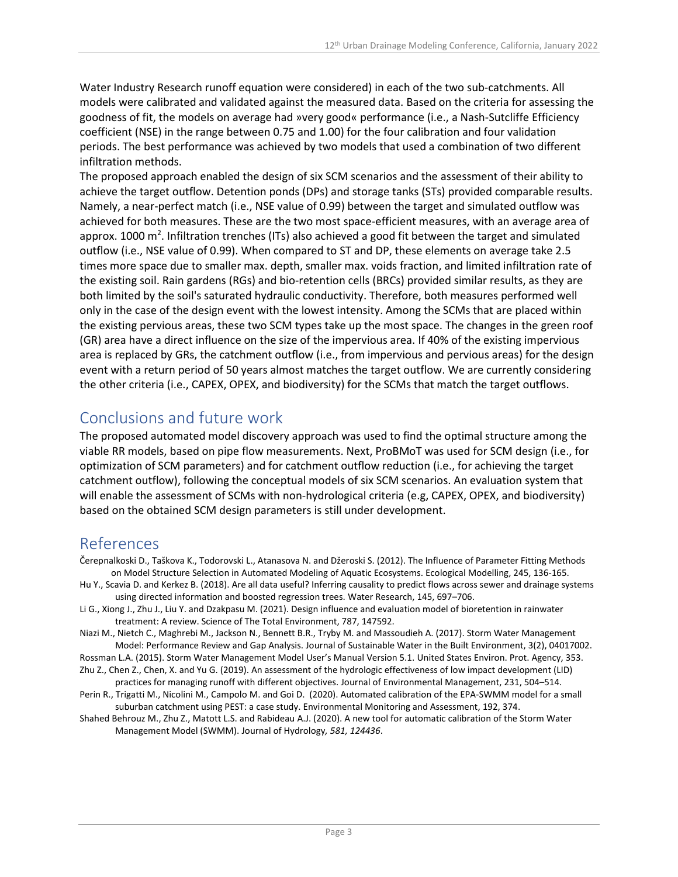Water Industry Research runoff equation were considered) in each of the two sub-catchments. All models were calibrated and validated against the measured data. Based on the criteria for assessing the goodness of fit, the models on average had »very good« performance (i.e., a Nash-Sutcliffe Efficiency coefficient (NSE) in the range between 0.75 and 1.00) for the four calibration and four validation periods. The best performance was achieved by two models that used a combination of two different infiltration methods.

The proposed approach enabled the design of six SCM scenarios and the assessment of their ability to achieve the target outflow. Detention ponds (DPs) and storage tanks (STs) provided comparable results. Namely, a near-perfect match (i.e., NSE value of 0.99) between the target and simulated outflow was achieved for both measures. These are the two most space-efficient measures, with an average area of approx. 1000 $m^2$. Infiltration trenches (ITs) also achieved a good fit between the target and simulated outflow (i.e., NSE value of 0.99). When compared to ST and DP, these elements on average take 2.5 times more space due to smaller max. depth, smaller max. voids fraction, and limited infiltration rate of the existing soil. Rain gardens (RGs) and bio-retention cells (BRCs) provided similar results, as they are both limited by the soil's saturated hydraulic conductivity. Therefore, both measures performed well only in the case of the design event with the lowest intensity. Among the SCMs that are placed within the existing pervious areas, these two SCM types take up the most space. The changes in the green roof (GR) area have a direct influence on the size of the impervious area. If 40% of the existing impervious area is replaced by GRs, the catchment outflow (i.e., from impervious and pervious areas) for the design event with a return period of 50 years almost matches the target outflow. We are currently considering the other criteria (i.e., CAPEX, OPEX, and biodiversity) for the SCMs that match the target outflows.

## Conclusions and future work

The proposed automated model discovery approach was used to find the optimal structure among the viable RR models, based on pipe flow measurements. Next, ProBMoT was used for SCM design (i.e., for optimization of SCM parameters) and for catchment outflow reduction (i.e., for achieving the target catchment outflow), following the conceptual models of six SCM scenarios. An evaluation system that will enable the assessment of SCMs with non-hydrological criteria (e.g, CAPEX, OPEX, and biodiversity) based on the obtained SCM design parameters is still under development.

## References

Čerepnalkoski D., Taškova K., Todorovski L., Atanasova N. and Džeroski S. (2012). The Influence of Parameter Fitting Methods on Model Structure Selection in Automated Modeling of Aquatic Ecosystems. Ecological Modelling, 245, 136-165.

Hu Y., Scavia D. and Kerkez B. (2018). Are all data useful? Inferring causality to predict flows across sewer and drainage systems using directed information and boosted regression trees. Water Research, 145, 697–706.

Li G., Xiong J., Zhu J., Liu Y. and Dzakpasu M. (2021). Design influence and evaluation model of bioretention in rainwater treatment: A review. Science of The Total Environment, 787, 147592.

Niazi M., Nietch C., Maghrebi M., Jackson N., Bennett B.R., Tryby M. and Massoudieh A. (2017). Storm Water Management Model: Performance Review and Gap Analysis. Journal of Sustainable Water in the Built Environment, 3(2), 04017002.

Rossman L.A. (2015). Storm Water Management Model User's Manual Version 5.1. United States Environ. Prot. Agency, 353.

Zhu Z., Chen Z., Chen, X. and Yu G. (2019). An assessment of the hydrologic effectiveness of low impact development (LID) practices for managing runoff with different objectives. Journal of Environmental Management, 231, 504–514.

Perin R., Trigatti M., Nicolini M., Campolo M. and Goi D. (2020). Automated calibration of the EPA-SWMM model for a small suburban catchment using PEST: a case study. Environmental Monitoring and Assessment, 192, 374.

Shahed Behrouz M., Zhu Z., Matott L.S. and Rabideau A.J. (2020). A new tool for automatic calibration of the Storm Water Management Model (SWMM). Journal of Hydrology, *581, 124436*.